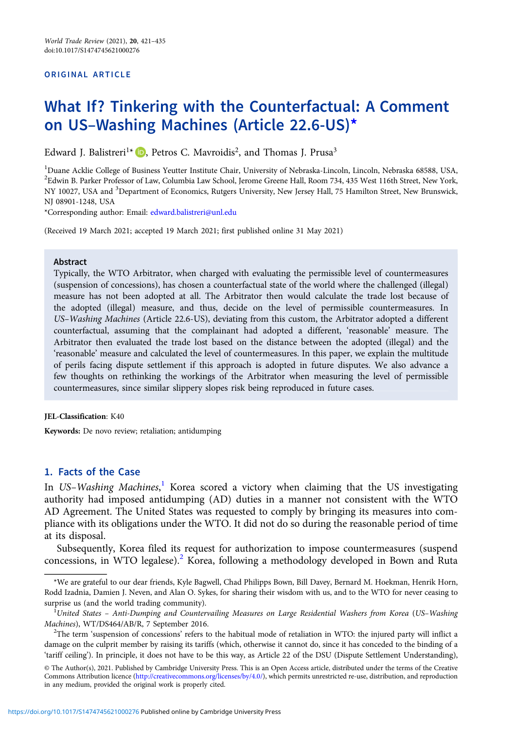ORIGINAL ARTICLE

# What If? Tinkering with the Counterfactual: A Comment on US–Washing Machines (Article 22.6-US)*

Edward J. Balistreri[1]*, Petros C. Mavroidis[2], and Thomas J. Prusa[3]

[1]Duane Acklie College of Business Yeutter Institute Chair, University of Nebraska-Lincoln, Lincoln, Nebraska 68588, USA, [2]Edwin B. Parker Professor of Law, Columbia Law School, Jerome Greene Hall, Room 734, 435 West 116th Street, New York, NY 10027, USA and [3]Department of Economics, Rutgers University, New Jersey Hall, 75 Hamilton Street, New Brunswick, NJ 08901-1248, USA

*Corresponding author: Email: edward.balistreri@unl.edu

(Received 19 March 2021; accepted 19 March 2021; first published online 31 May 2021)

## Abstract

Typically, the WTO Arbitrator, when charged with evaluating the permissible level of countermeasures (suspension of concessions), has chosen a counterfactual state of the world where the challenged (illegal) measure has not been adopted at all. The Arbitrator then would calculate the trade lost because of the adopted (illegal) measure, and thus, decide on the level of permissible countermeasures. In *US–Washing Machines* (Article 22.6-US), deviating from this custom, the Arbitrator adopted a different counterfactual, assuming that the complainant had adopted a different, 'reasonable' measure. The Arbitrator then evaluated the trade lost based on the distance between the adopted (illegal) and the 'reasonable' measure and calculated the level of countermeasures. In this paper, we explain the multitude of perils facing dispute settlement if this approach is adopted in future disputes. We also advance a few thoughts on rethinking the workings of the Arbitrator when measuring the level of permissible countermeasures, since similar slippery slopes risk being reproduced in future cases.

**JEL-Classification**: K40

**Keywords:** De novo review; retaliation; antidumping

## 1. Facts of the Case

In *US–Washing Machines*,[1] Korea scored a victory when claiming that the US investigating authority had imposed antidumping (AD) duties in a manner not consistent with the WTO AD Agreement. The United States was requested to comply by bringing its measures into compliance with its obligations under the WTO. It did not do so during the reasonable period of time at its disposal.

Subsequently, Korea filed its request for authorization to impose countermeasures (suspend concessions, in WTO legalese).[2] Korea, following a methodology developed in Bown and Ruta

---

*We are grateful to our dear friends, Kyle Bagwell, Chad Philipps Bown, Bill Davey, Bernard M. Hoekman, Henrik Horn, Rodd Izadnia, Damien J. Neven, and Alan O. Sykes, for sharing their wisdom with us, and to the WTO for never ceasing to surprise us (and the world trading community).

[1]*United States – Anti-Dumping and Countervailing Measures on Large Residential Washers from Korea* (*US–Washing Machines*), WT/DS464/AB/R, 7 September 2016.

[2]The term 'suspension of concessions' refers to the habitual mode of retaliation in WTO: the injured party will inflict a damage on the culprit member by raising its tariffs (which, otherwise it cannot do, since it has conceded to the binding of a 'tariff ceiling'). In principle, it does not have to be this way, as Article 22 of the DSU (Dispute Settlement Understanding),

© The Author(s), 2021. Published by Cambridge University Press. This is an Open Access article, distributed under the terms of the Creative Commons Attribution licence (http://creativecommons.org/licenses/by/4.0/), which permits unrestricted re-use, distribution, and reproduction in any medium, provided the original work is properly cited.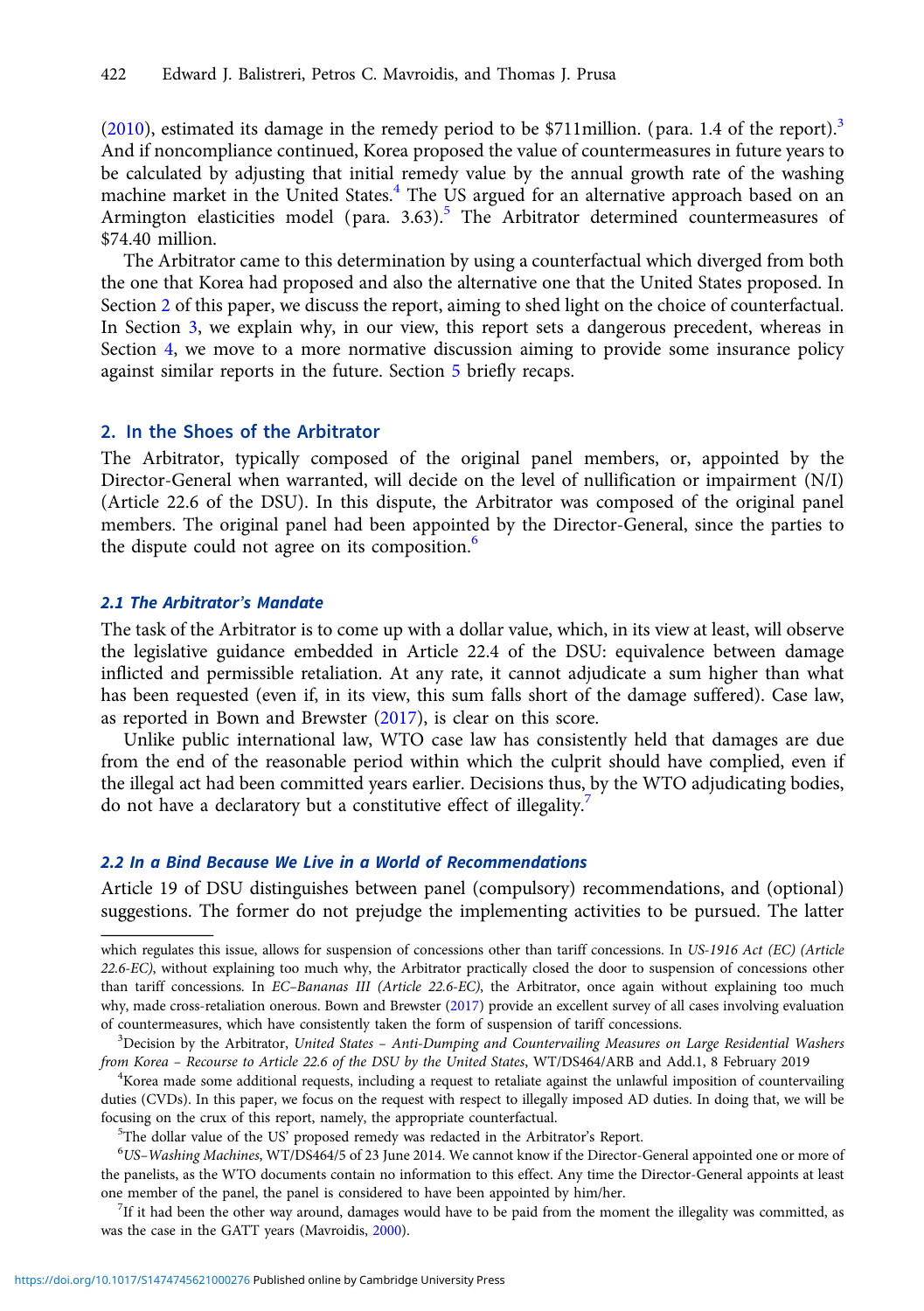(2010), estimated its damage in the remedy period to be $711million. (para. 1.4 of the report).[3] And if noncompliance continued, Korea proposed the value of countermeasures in future years to be calculated by adjusting that initial remedy value by the annual growth rate of the washing machine market in the United States.[4] The US argued for an alternative approach based on an Armington elasticities model (para. 3.63).[5] The Arbitrator determined countermeasures of $74.40 million.

The Arbitrator came to this determination by using a counterfactual which diverged from both the one that Korea had proposed and also the alternative one that the United States proposed. In Section 2 of this paper, we discuss the report, aiming to shed light on the choice of counterfactual. In Section 3, we explain why, in our view, this report sets a dangerous precedent, whereas in Section 4, we move to a more normative discussion aiming to provide some insurance policy against similar reports in the future. Section 5 briefly recaps.

## 2. In the Shoes of the Arbitrator

The Arbitrator, typically composed of the original panel members, or, appointed by the Director-General when warranted, will decide on the level of nullification or impairment (N/I) (Article 22.6 of the DSU). In this dispute, the Arbitrator was composed of the original panel members. The original panel had been appointed by the Director-General, since the parties to the dispute could not agree on its composition.[6]

### *2.1 The Arbitrator's Mandate*

The task of the Arbitrator is to come up with a dollar value, which, in its view at least, will observe the legislative guidance embedded in Article 22.4 of the DSU: equivalence between damage inflicted and permissible retaliation. At any rate, it cannot adjudicate a sum higher than what has been requested (even if, in its view, this sum falls short of the damage suffered). Case law, as reported in Bown and Brewster (2017), is clear on this score.

Unlike public international law, WTO case law has consistently held that damages are due from the end of the reasonable period within which the culprit should have complied, even if the illegal act had been committed years earlier. Decisions thus, by the WTO adjudicating bodies, do not have a declaratory but a constitutive effect of illegality.[7]

### *2.2 In a Bind Because We Live in a World of Recommendations*

Article 19 of DSU distinguishes between panel (compulsory) recommendations, and (optional) suggestions. The former do not prejudge the implementing activities to be pursued. The latter

---

which regulates this issue, allows for suspension of concessions other than tariff concessions. In *US-1916 Act (EC) (Article 22.6-EC)*, without explaining too much why, the Arbitrator practically closed the door to suspension of concessions other than tariff concessions. In *EC–Bananas III (Article 22.6-EC)*, the Arbitrator, once again without explaining too much why, made cross-retaliation onerous. Bown and Brewster (2017) provide an excellent survey of all cases involving evaluation of countermeasures, which have consistently taken the form of suspension of tariff concessions.

[3] Decision by the Arbitrator, *United States – Anti-Dumping and Countervailing Measures on Large Residential Washers from Korea – Recourse to Article 22.6 of the DSU by the United States*, WT/DS464/ARB and Add.1, 8 February 2019

[4] Korea made some additional requests, including a request to retaliate against the unlawful imposition of countervailing duties (CVDs). In this paper, we focus on the request with respect to illegally imposed AD duties. In doing that, we will be focusing on the crux of this report, namely, the appropriate counterfactual.

[5] The dollar value of the US' proposed remedy was redacted in the Arbitrator's Report.

[6] *US–Washing Machines*, WT/DS464/5 of 23 June 2014. We cannot know if the Director-General appointed one or more of the panelists, as the WTO documents contain no information to this effect. Any time the Director-General appoints at least one member of the panel, the panel is considered to have been appointed by him/her.

[7] If it had been the other way around, damages would have to be paid from the moment the illegality was committed, as was the case in the GATT years (Mavroidis, 2000).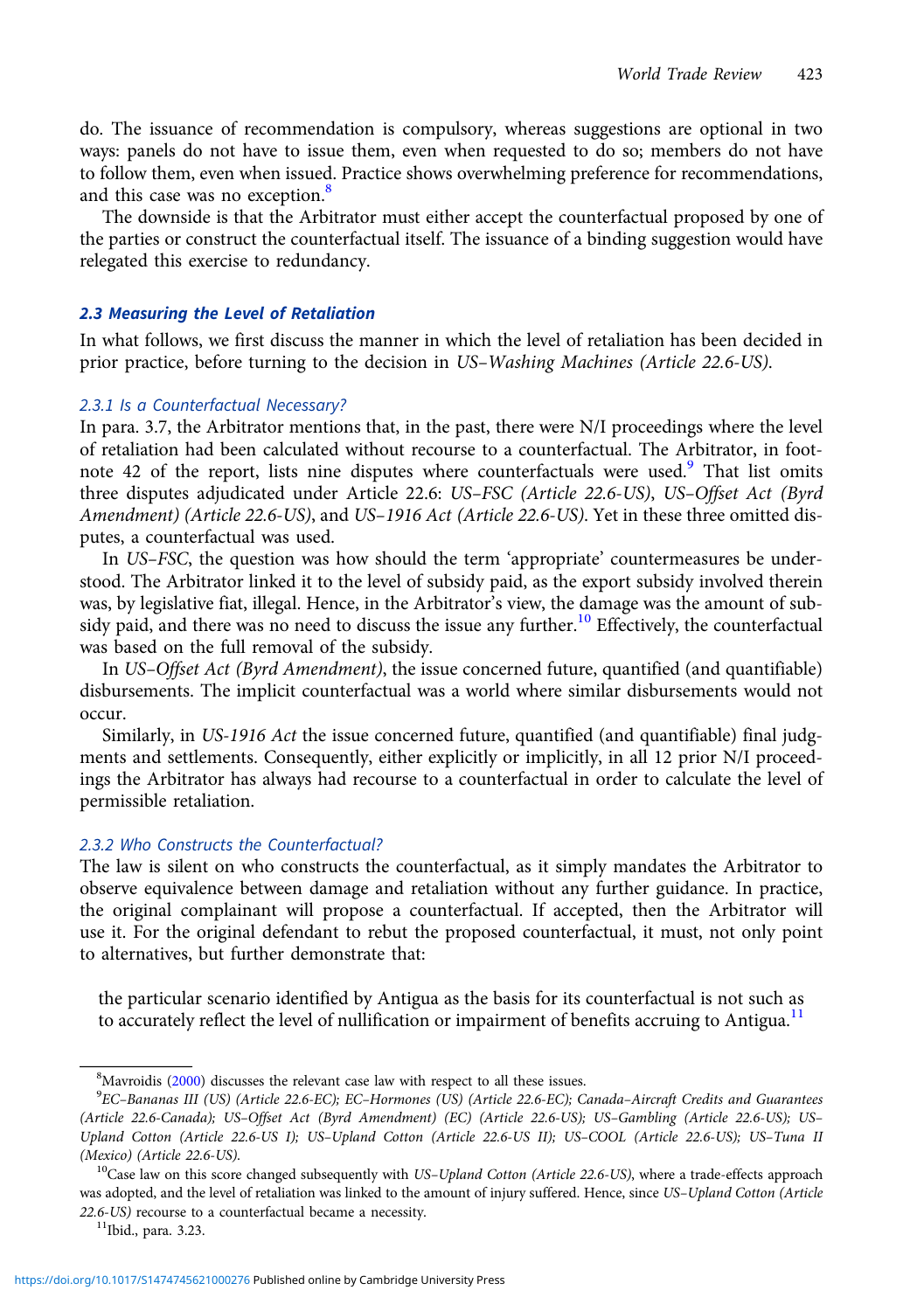do. The issuance of recommendation is compulsory, whereas suggestions are optional in two ways: panels do not have to issue them, even when requested to do so; members do not have to follow them, even when issued. Practice shows overwhelming preference for recommendations, and this case was no exception.[8]

The downside is that the Arbitrator must either accept the counterfactual proposed by one of the parties or construct the counterfactual itself. The issuance of a binding suggestion would have relegated this exercise to redundancy.

### 2.3 Measuring the Level of Retaliation

In what follows, we first discuss the manner in which the level of retaliation has been decided in prior practice, before turning to the decision in *US–Washing Machines (Article 22.6-US)*.

#### 2.3.1 Is a Counterfactual Necessary?

In para. 3.7, the Arbitrator mentions that, in the past, there were N/I proceedings where the level of retaliation had been calculated without recourse to a counterfactual. The Arbitrator, in footnote 42 of the report, lists nine disputes where counterfactuals were used.[9] That list omits three disputes adjudicated under Article 22.6: *US–FSC (Article 22.6-US)*, *US–Offset Act (Byrd Amendment) (Article 22.6-US)*, and *US–1916 Act (Article 22.6-US)*. Yet in these three omitted disputes, a counterfactual was used.

In *US–FSC*, the question was how should the term 'appropriate' countermeasures be understood. The Arbitrator linked it to the level of subsidy paid, as the export subsidy involved therein was, by legislative fiat, illegal. Hence, in the Arbitrator's view, the damage was the amount of subsidy paid, and there was no need to discuss the issue any further.[10] Effectively, the counterfactual was based on the full removal of the subsidy.

In *US–Offset Act (Byrd Amendment)*, the issue concerned future, quantified (and quantifiable) disbursements. The implicit counterfactual was a world where similar disbursements would not occur.

Similarly, in *US-1916 Act* the issue concerned future, quantified (and quantifiable) final judgments and settlements. Consequently, either explicitly or implicitly, in all 12 prior N/I proceedings the Arbitrator has always had recourse to a counterfactual in order to calculate the level of permissible retaliation.

#### 2.3.2 Who Constructs the Counterfactual?

The law is silent on who constructs the counterfactual, as it simply mandates the Arbitrator to observe equivalence between damage and retaliation without any further guidance. In practice, the original complainant will propose a counterfactual. If accepted, then the Arbitrator will use it. For the original defendant to rebut the proposed counterfactual, it must, not only point to alternatives, but further demonstrate that:

> the particular scenario identified by Antigua as the basis for its counterfactual is not such as to accurately reflect the level of nullification or impairment of benefits accruing to Antigua.[11]

---

[8] Mavroidis (2000) discusses the relevant case law with respect to all these issues.

[9] *EC–Bananas III (US) (Article 22.6-EC); EC–Hormones (US) (Article 22.6-EC); Canada–Aircraft Credits and Guarantees (Article 22.6-Canada); US–Offset Act (Byrd Amendment) (EC) (Article 22.6-US); US–Gambling (Article 22.6-US); US–Upland Cotton (Article 22.6-US I); US–Upland Cotton (Article 22.6-US II); US–COOL (Article 22.6-US); US–Tuna II (Mexico) (Article 22.6-US).*

[10] Case law on this score changed subsequently with *US–Upland Cotton (Article 22.6-US)*, where a trade-effects approach was adopted, and the level of retaliation was linked to the amount of injury suffered. Hence, since *US–Upland Cotton (Article 22.6-US)* recourse to a counterfactual became a necessity.

[11] Ibid., para. 3.23.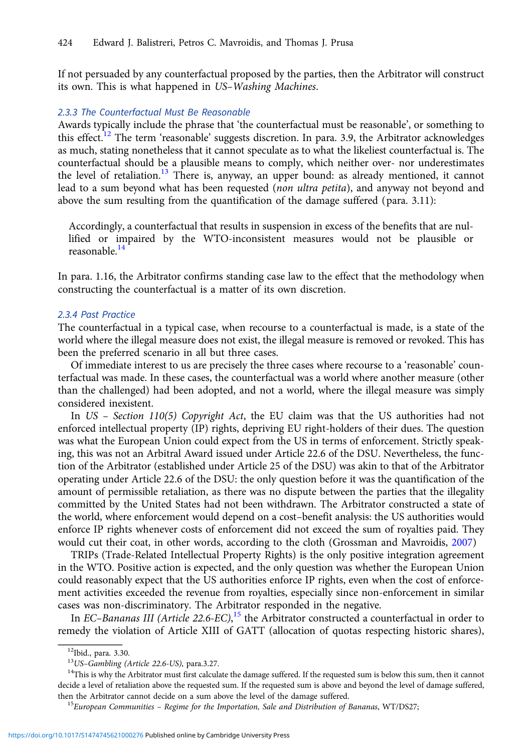If not persuaded by any counterfactual proposed by the parties, then the Arbitrator will construct its own. This is what happened in *US–Washing Machines*.

### 2.3.3 The Counterfactual Must Be Reasonable

Awards typically include the phrase that 'the counterfactual must be reasonable', or something to this effect.[12] The term 'reasonable' suggests discretion. In para. 3.9, the Arbitrator acknowledges as much, stating nonetheless that it cannot speculate as to what the likeliest counterfactual is. The counterfactual should be a plausible means to comply, which neither over- nor underestimates the level of retaliation.[13] There is, anyway, an upper bound: as already mentioned, it cannot lead to a sum beyond what has been requested (*non ultra petita*), and anyway not beyond and above the sum resulting from the quantification of the damage suffered (para. 3.11):

> Accordingly, a counterfactual that results in suspension in excess of the benefits that are nullified or impaired by the WTO-inconsistent measures would not be plausible or reasonable.[14]

In para. 1.16, the Arbitrator confirms standing case law to the effect that the methodology when constructing the counterfactual is a matter of its own discretion.

### 2.3.4 Past Practice

The counterfactual in a typical case, when recourse to a counterfactual is made, is a state of the world where the illegal measure does not exist, the illegal measure is removed or revoked. This has been the preferred scenario in all but three cases.

Of immediate interest to us are precisely the three cases where recourse to a 'reasonable' counterfactual was made. In these cases, the counterfactual was a world where another measure (other than the challenged) had been adopted, and not a world, where the illegal measure was simply considered inexistent.

In *US – Section 110(5) Copyright Act*, the EU claim was that the US authorities had not enforced intellectual property (IP) rights, depriving EU right-holders of their dues. The question was what the European Union could expect from the US in terms of enforcement. Strictly speaking, this was not an Arbitral Award issued under Article 22.6 of the DSU. Nevertheless, the function of the Arbitrator (established under Article 25 of the DSU) was akin to that of the Arbitrator operating under Article 22.6 of the DSU: the only question before it was the quantification of the amount of permissible retaliation, as there was no dispute between the parties that the illegality committed by the United States had not been withdrawn. The Arbitrator constructed a state of the world, where enforcement would depend on a cost–benefit analysis: the US authorities would enforce IP rights whenever costs of enforcement did not exceed the sum of royalties paid. They would cut their coat, in other words, according to the cloth (Grossman and Mavroidis, 2007)

TRIPs (Trade-Related Intellectual Property Rights) is the only positive integration agreement in the WTO. Positive action is expected, and the only question was whether the European Union could reasonably expect that the US authorities enforce IP rights, even when the cost of enforcement activities exceeded the revenue from royalties, especially since non-enforcement in similar cases was non-discriminatory. The Arbitrator responded in the negative.

In *EC–Bananas III (Article 22.6-EC)*,[15] the Arbitrator constructed a counterfactual in order to remedy the violation of Article XIII of GATT (allocation of quotas respecting historic shares),

---

[12] Ibid., para. 3.30.

[13] *US–Gambling (Article 22.6-US)*, para.3.27.

[14] This is why the Arbitrator must first calculate the damage suffered. If the requested sum is below this sum, then it cannot decide a level of retaliation above the requested sum. If the requested sum is above and beyond the level of damage suffered, then the Arbitrator cannot decide on a sum above the level of the damage suffered.

[15] *European Communities – Regime for the Importation, Sale and Distribution of Bananas*, WT/DS27;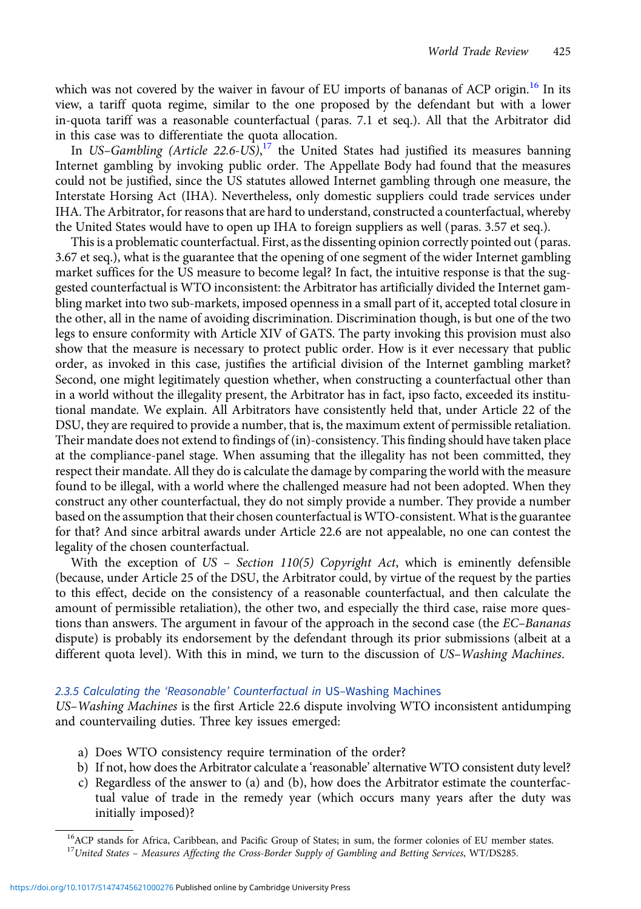which was not covered by the waiver in favour of EU imports of bananas of ACP origin.[16] In its view, a tariff quota regime, similar to the one proposed by the defendant but with a lower in-quota tariff was a reasonable counterfactual (paras. 7.1 et seq.). All that the Arbitrator did in this case was to differentiate the quota allocation.

In *US–Gambling (Article 22.6-US)*,[17] the United States had justified its measures banning Internet gambling by invoking public order. The Appellate Body had found that the measures could not be justified, since the US statutes allowed Internet gambling through one measure, the Interstate Horsing Act (IHA). Nevertheless, only domestic suppliers could trade services under IHA. The Arbitrator, for reasons that are hard to understand, constructed a counterfactual, whereby the United States would have to open up IHA to foreign suppliers as well (paras. 3.57 et seq.).

This is a problematic counterfactual. First, as the dissenting opinion correctly pointed out (paras. 3.67 et seq.), what is the guarantee that the opening of one segment of the wider Internet gambling market suffices for the US measure to become legal? In fact, the intuitive response is that the suggested counterfactual is WTO inconsistent: the Arbitrator has artificially divided the Internet gambling market into two sub-markets, imposed openness in a small part of it, accepted total closure in the other, all in the name of avoiding discrimination. Discrimination though, is but one of the two legs to ensure conformity with Article XIV of GATS. The party invoking this provision must also show that the measure is necessary to protect public order. How is it ever necessary that public order, as invoked in this case, justifies the artificial division of the Internet gambling market? Second, one might legitimately question whether, when constructing a counterfactual other than in a world without the illegality present, the Arbitrator has in fact, ipso facto, exceeded its institutional mandate. We explain. All Arbitrators have consistently held that, under Article 22 of the DSU, they are required to provide a number, that is, the maximum extent of permissible retaliation. Their mandate does not extend to findings of (in)-consistency. This finding should have taken place at the compliance-panel stage. When assuming that the illegality has not been committed, they respect their mandate. All they do is calculate the damage by comparing the world with the measure found to be illegal, with a world where the challenged measure had not been adopted. When they construct any other counterfactual, they do not simply provide a number. They provide a number based on the assumption that their chosen counterfactual is WTO-consistent. What is the guarantee for that? And since arbitral awards under Article 22.6 are not appealable, no one can contest the legality of the chosen counterfactual.

With the exception of *US – Section 110(5) Copyright Act*, which is eminently defensible (because, under Article 25 of the DSU, the Arbitrator could, by virtue of the request by the parties to this effect, decide on the consistency of a reasonable counterfactual, and then calculate the amount of permissible retaliation), the other two, and especially the third case, raise more questions than answers. The argument in favour of the approach in the second case (the *EC–Bananas* dispute) is probably its endorsement by the defendant through its prior submissions (albeit at a different quota level). With this in mind, we turn to the discussion of *US–Washing Machines*.

#### 2.3.5 Calculating the 'Reasonable' Counterfactual in *US–Washing Machines*

*US–Washing Machines* is the first Article 22.6 dispute involving WTO inconsistent antidumping and countervailing duties. Three key issues emerged:

a) Does WTO consistency require termination of the order?
b) If not, how does the Arbitrator calculate a 'reasonable' alternative WTO consistent duty level?
c) Regardless of the answer to (a) and (b), how does the Arbitrator estimate the counterfactual value of trade in the remedy year (which occurs many years after the duty was initially imposed)?

---

[16] ACP stands for Africa, Caribbean, and Pacific Group of States; in sum, the former colonies of EU member states.

[17] *United States – Measures Affecting the Cross-Border Supply of Gambling and Betting Services*, WT/DS285.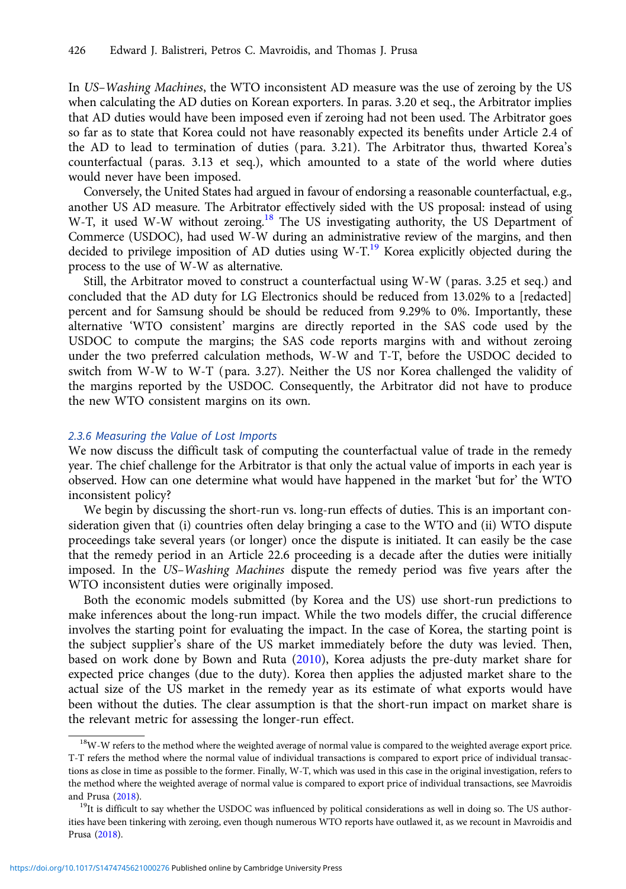In *US–Washing Machines*, the WTO inconsistent AD measure was the use of zeroing by the US when calculating the AD duties on Korean exporters. In paras. 3.20 et seq., the Arbitrator implies that AD duties would have been imposed even if zeroing had not been used. The Arbitrator goes so far as to state that Korea could not have reasonably expected its benefits under Article 2.4 of the AD to lead to termination of duties (para. 3.21). The Arbitrator thus, thwarted Korea's counterfactual (paras. 3.13 et seq.), which amounted to a state of the world where duties would never have been imposed.

Conversely, the United States had argued in favour of endorsing a reasonable counterfactual, e.g., another US AD measure. The Arbitrator effectively sided with the US proposal: instead of using W-T, it used W-W without zeroing.[18] The US investigating authority, the US Department of Commerce (USDOC), had used W-W during an administrative review of the margins, and then decided to privilege imposition of AD duties using W-T.[19] Korea explicitly objected during the process to the use of W-W as alternative.

Still, the Arbitrator moved to construct a counterfactual using W-W (paras. 3.25 et seq.) and concluded that the AD duty for LG Electronics should be reduced from 13.02% to a [redacted] percent and for Samsung should be should be reduced from 9.29% to 0%. Importantly, these alternative 'WTO consistent' margins are directly reported in the SAS code used by the USDOC to compute the margins; the SAS code reports margins with and without zeroing under the two preferred calculation methods, W-W and T-T, before the USDOC decided to switch from W-W to W-T (para. 3.27). Neither the US nor Korea challenged the validity of the margins reported by the USDOC. Consequently, the Arbitrator did not have to produce the new WTO consistent margins on its own.

### 2.3.6 Measuring the Value of Lost Imports

We now discuss the difficult task of computing the counterfactual value of trade in the remedy year. The chief challenge for the Arbitrator is that only the actual value of imports in each year is observed. How can one determine what would have happened in the market 'but for' the WTO inconsistent policy?

We begin by discussing the short-run vs. long-run effects of duties. This is an important consideration given that (i) countries often delay bringing a case to the WTO and (ii) WTO dispute proceedings take several years (or longer) once the dispute is initiated. It can easily be the case that the remedy period in an Article 22.6 proceeding is a decade after the duties were initially imposed. In the *US–Washing Machines* dispute the remedy period was five years after the WTO inconsistent duties were originally imposed.

Both the economic models submitted (by Korea and the US) use short-run predictions to make inferences about the long-run impact. While the two models differ, the crucial difference involves the starting point for evaluating the impact. In the case of Korea, the starting point is the subject supplier's share of the US market immediately before the duty was levied. Then, based on work done by Bown and Ruta (2010), Korea adjusts the pre-duty market share for expected price changes (due to the duty). Korea then applies the adjusted market share to the actual size of the US market in the remedy year as its estimate of what exports would have been without the duties. The clear assumption is that the short-run impact on market share is the relevant metric for assessing the longer-run effect.

---

[18] W-W refers to the method where the weighted average of normal value is compared to the weighted average export price. T-T refers the method where the normal value of individual transactions is compared to export price of individual transactions as close in time as possible to the former. Finally, W-T, which was used in this case in the original investigation, refers to the method where the weighted average of normal value is compared to export price of individual transactions, see Mavroidis and Prusa (2018).

[19] It is difficult to say whether the USDOC was influenced by political considerations as well in doing so. The US authorities have been tinkering with zeroing, even though numerous WTO reports have outlawed it, as we recount in Mavroidis and Prusa (2018).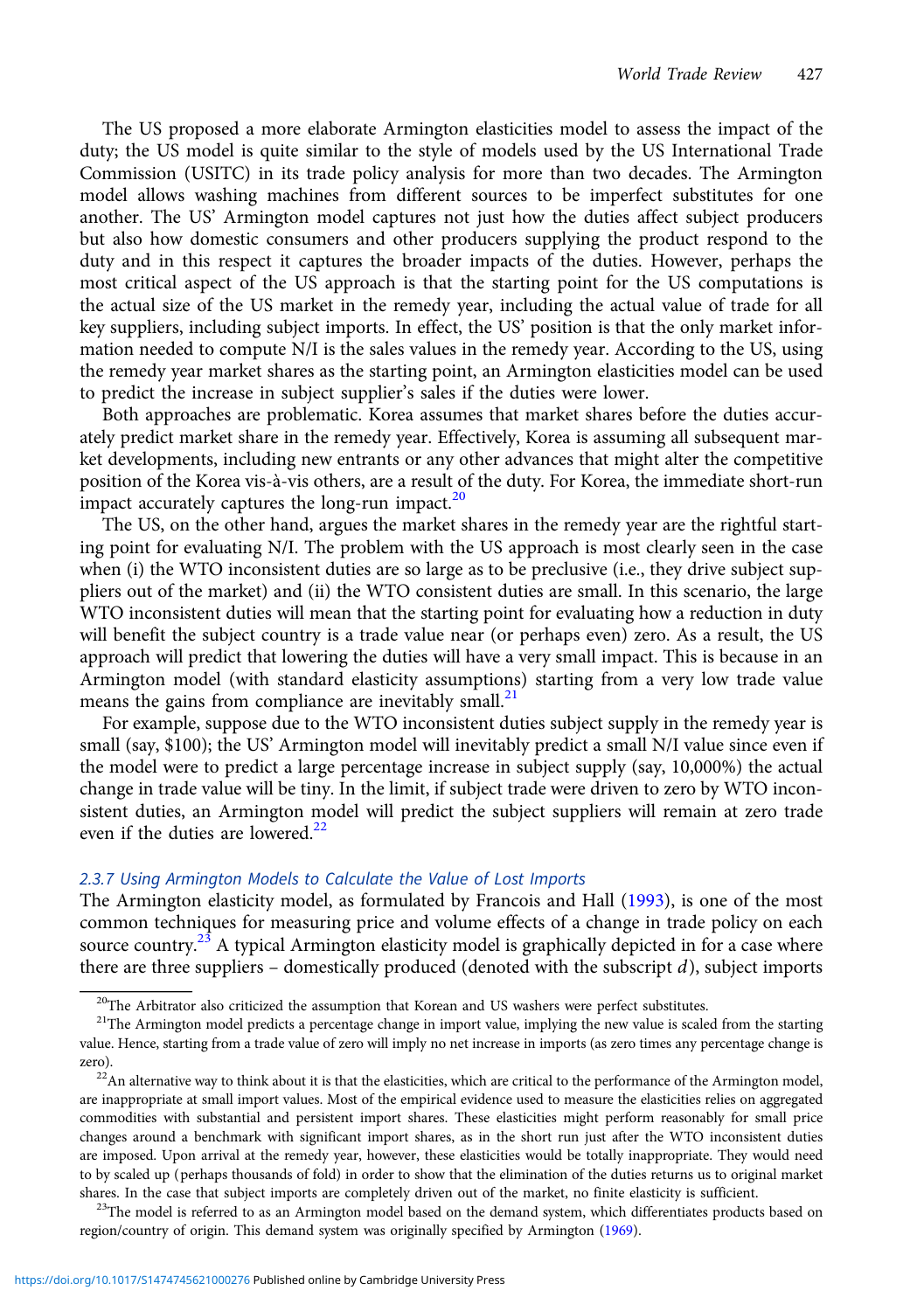The US proposed a more elaborate Armington elasticities model to assess the impact of the duty; the US model is quite similar to the style of models used by the US International Trade Commission (USITC) in its trade policy analysis for more than two decades. The Armington model allows washing machines from different sources to be imperfect substitutes for one another. The US' Armington model captures not just how the duties affect subject producers but also how domestic consumers and other producers supplying the product respond to the duty and in this respect it captures the broader impacts of the duties. However, perhaps the most critical aspect of the US approach is that the starting point for the US computations is the actual size of the US market in the remedy year, including the actual value of trade for all key suppliers, including subject imports. In effect, the US' position is that the only market information needed to compute N/I is the sales values in the remedy year. According to the US, using the remedy year market shares as the starting point, an Armington elasticities model can be used to predict the increase in subject supplier's sales if the duties were lower.

Both approaches are problematic. Korea assumes that market shares before the duties accurately predict market share in the remedy year. Effectively, Korea is assuming all subsequent market developments, including new entrants or any other advances that might alter the competitive position of the Korea vis-à-vis others, are a result of the duty. For Korea, the immediate short-run impact accurately captures the long-run impact.[20]

The US, on the other hand, argues the market shares in the remedy year are the rightful starting point for evaluating N/I. The problem with the US approach is most clearly seen in the case when (i) the WTO inconsistent duties are so large as to be preclusive (i.e., they drive subject suppliers out of the market) and (ii) the WTO consistent duties are small. In this scenario, the large WTO inconsistent duties will mean that the starting point for evaluating how a reduction in duty will benefit the subject country is a trade value near (or perhaps even) zero. As a result, the US approach will predict that lowering the duties will have a very small impact. This is because in an Armington model (with standard elasticity assumptions) starting from a very low trade value means the gains from compliance are inevitably small.[21]

For example, suppose due to the WTO inconsistent duties subject supply in the remedy year is small (say, \$100); the US' Armington model will inevitably predict a small N/I value since even if the model were to predict a large percentage increase in subject supply (say, 10,000%) the actual change in trade value will be tiny. In the limit, if subject trade were driven to zero by WTO inconsistent duties, an Armington model will predict the subject suppliers will remain at zero trade even if the duties are lowered.[22]

### 2.3.7 Using Armington Models to Calculate the Value of Lost Imports

The Armington elasticity model, as formulated by Francois and Hall (1993), is one of the most common techniques for measuring price and volume effects of a change in trade policy on each source country.[23] A typical Armington elasticity model is graphically depicted in for a case where there are three suppliers – domestically produced (denoted with the subscript $d$), subject imports

[20] The Arbitrator also criticized the assumption that Korean and US washers were perfect substitutes.

[21] The Armington model predicts a percentage change in import value, implying the new value is scaled from the starting value. Hence, starting from a trade value of zero will imply no net increase in imports (as zero times any percentage change is zero).

[22] An alternative way to think about it is that the elasticities, which are critical to the performance of the Armington model, are inappropriate at small import values. Most of the empirical evidence used to measure the elasticities relies on aggregated commodities with substantial and persistent import shares. These elasticities might perform reasonably for small price changes around a benchmark with significant import shares, as in the short run just after the WTO inconsistent duties are imposed. Upon arrival at the remedy year, however, these elasticities would be totally inappropriate. They would need to by scaled up (perhaps thousands of fold) in order to show that the elimination of the duties returns us to original market shares. In the case that subject imports are completely driven out of the market, no finite elasticity is sufficient.

[23] The model is referred to as an Armington model based on the demand system, which differentiates products based on region/country of origin. This demand system was originally specified by Armington (1969).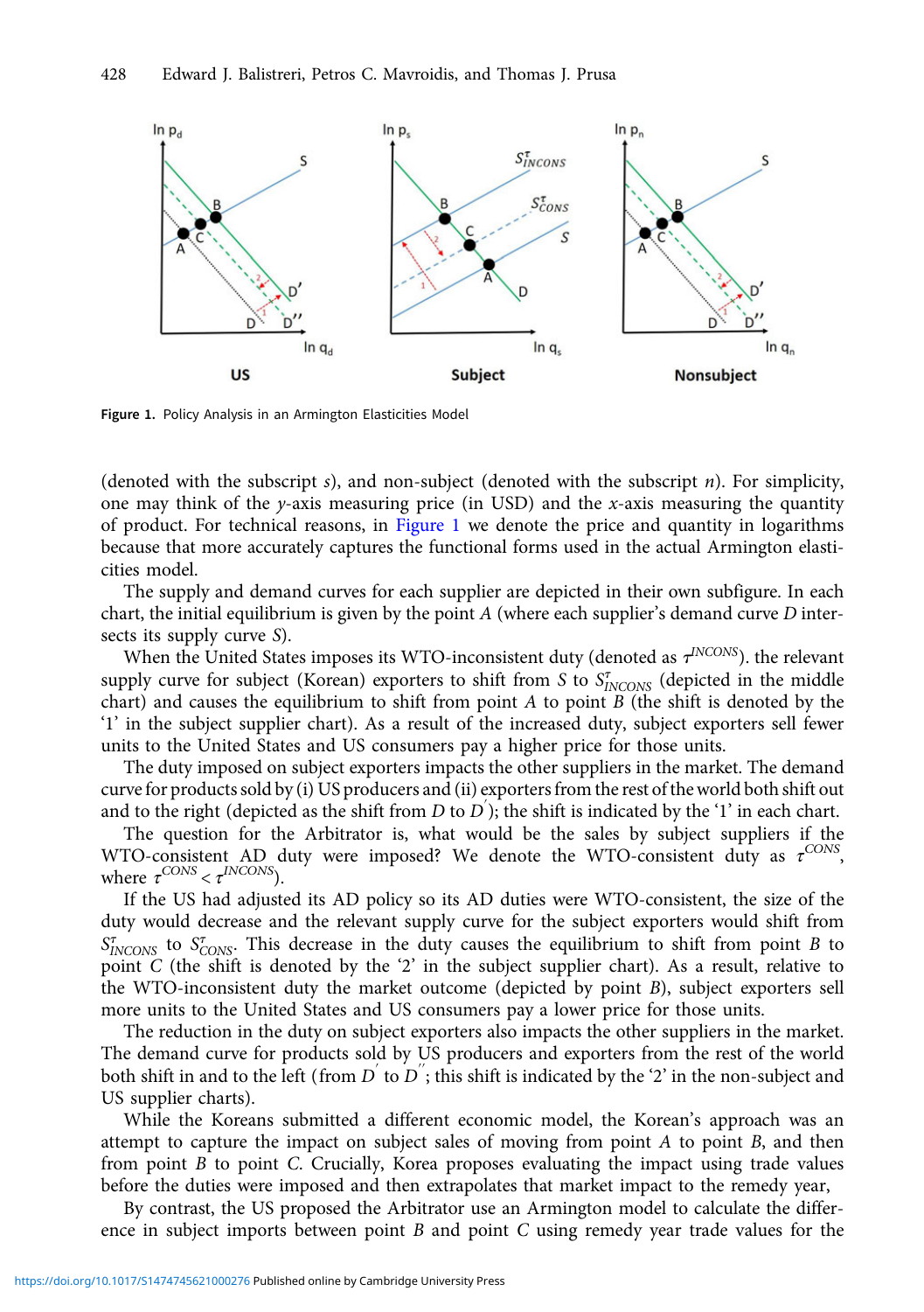Figure 1. Policy Analysis in an Armington Elasticities Model

(denoted with the subscript $s$), and non-subject (denoted with the subscript $n$). For simplicity, one may think of the $y$-axis measuring price (in USD) and the $x$-axis measuring the quantity of product. For technical reasons, in Figure 1 we denote the price and quantity in logarithms because that more accurately captures the functional forms used in the actual Armington elasticities model.

The supply and demand curves for each supplier are depicted in their own subfigure. In each chart, the initial equilibrium is given by the point $A$ (where each supplier's demand curve $D$ intersects its supply curve $S$).

When the United States imposes its WTO-inconsistent duty (denoted as $\tau^{INCONS}$). the relevant supply curve for subject (Korean) exporters to shift from $S$ to $S^{\tau}_{INCONS}$ (depicted in the middle chart) and causes the equilibrium to shift from point $A$ to point $B$ (the shift is denoted by the '1' in the subject supplier chart). As a result of the increased duty, subject exporters sell fewer units to the United States and US consumers pay a higher price for those units.

The duty imposed on subject exporters impacts the other suppliers in the market. The demand curve for products sold by (i) US producers and (ii) exporters from the rest of the world both shift out and to the right (depicted as the shift from $D$ to $D'$); the shift is indicated by the '1' in each chart.

The question for the Arbitrator is, what would be the sales by subject suppliers if the WTO-consistent AD duty were imposed? We denote the WTO-consistent duty as $\tau^{CONS}$, where $\tau^{CONS} < \tau^{INCONS}$).

If the US had adjusted its AD policy so its AD duties were WTO-consistent, the size of the duty would decrease and the relevant supply curve for the subject exporters would shift from $S^{\tau}_{INCONS}$ to $S^{\tau}_{CONS}$. This decrease in the duty causes the equilibrium to shift from point $B$ to point $C$ (the shift is denoted by the '2' in the subject supplier chart). As a result, relative to the WTO-inconsistent duty the market outcome (depicted by point $B$), subject exporters sell more units to the United States and US consumers pay a lower price for those units.

The reduction in the duty on subject exporters also impacts the other suppliers in the market. The demand curve for products sold by US producers and exporters from the rest of the world both shift in and to the left (from $D'$ to $D''$; this shift is indicated by the '2' in the non-subject and US supplier charts).

While the Koreans submitted a different economic model, the Korean's approach was an attempt to capture the impact on subject sales of moving from point $A$ to point $B$, and then from point $B$ to point $C$. Crucially, Korea proposes evaluating the impact using trade values before the duties were imposed and then extrapolates that market impact to the remedy year,

By contrast, the US proposed the Arbitrator use an Armington model to calculate the difference in subject imports between point $B$ and point $C$ using remedy year trade values for the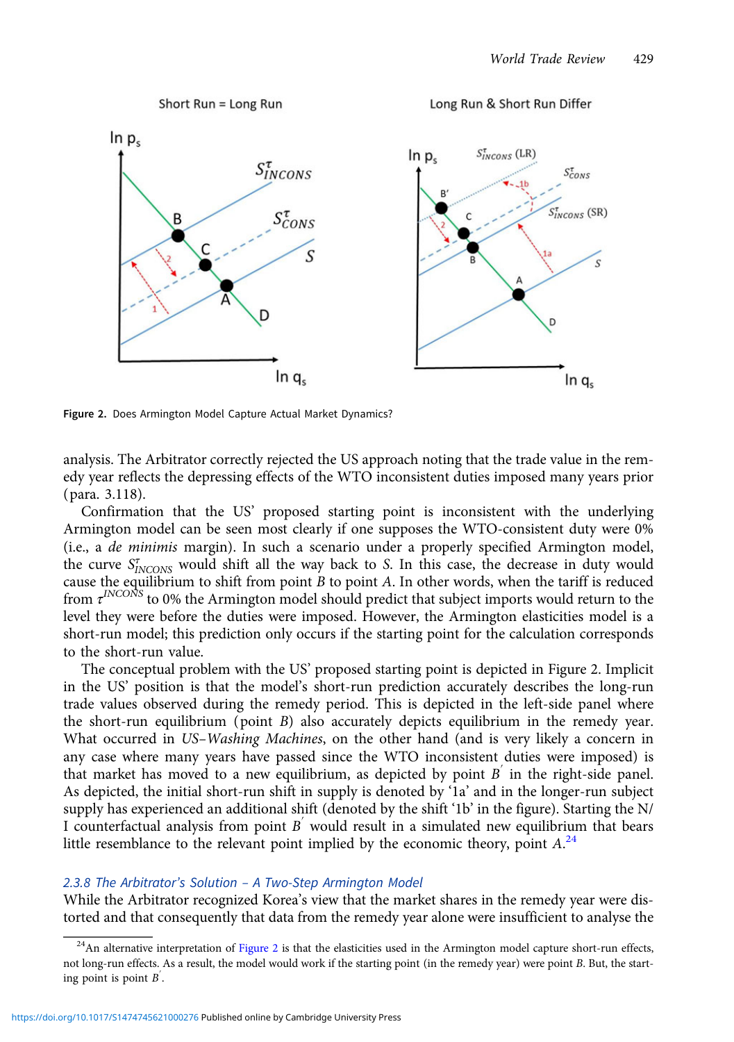Figure 2. Does Armington Model Capture Actual Market Dynamics?

analysis. The Arbitrator correctly rejected the US approach noting that the trade value in the remedy year reflects the depressing effects of the WTO inconsistent duties imposed many years prior (para. 3.118).

Confirmation that the US' proposed starting point is inconsistent with the underlying Armington model can be seen most clearly if one supposes the WTO-consistent duty were 0% (i.e., a *de minimis* margin). In such a scenario under a properly specified Armington model, the curve $S^{\tau}_{INCONS}$ would shift all the way back to $S$. In this case, the decrease in duty would cause the equilibrium to shift from point $B$ to point $A$. In other words, when the tariff is reduced from $\tau^{INCONS}$ to 0% the Armington model should predict that subject imports would return to the level they were before the duties were imposed. However, the Armington elasticities model is a short-run model; this prediction only occurs if the starting point for the calculation corresponds to the short-run value.

The conceptual problem with the US' proposed starting point is depicted in Figure 2. Implicit in the US' position is that the model's short-run prediction accurately describes the long-run trade values observed during the remedy period. This is depicted in the left-side panel where the short-run equilibrium (point $B$) also accurately depicts equilibrium in the remedy year. What occurred in *US–Washing Machines*, on the other hand (and is very likely a concern in any case where many years have passed since the WTO inconsistent duties were imposed) is that market has moved to a new equilibrium, as depicted by point $B'$ in the right-side panel. As depicted, the initial short-run shift in supply is denoted by '1a' and in the longer-run subject supply has experienced an additional shift (denoted by the shift '1b' in the figure). Starting the N/I counterfactual analysis from point $B'$ would result in a simulated new equilibrium that bears little resemblance to the relevant point implied by the economic theory, point $A$.[24]

#### 2.3.8 The Arbitrator's Solution – A Two-Step Armington Model

While the Arbitrator recognized Korea's view that the market shares in the remedy year were distorted and that consequently that data from the remedy year alone were insufficient to analyse the

[24] An alternative interpretation of Figure 2 is that the elasticities used in the Armington model capture short-run effects, not long-run effects. As a result, the model would work if the starting point (in the remedy year) were point $B$. But, the starting point is point $B'$.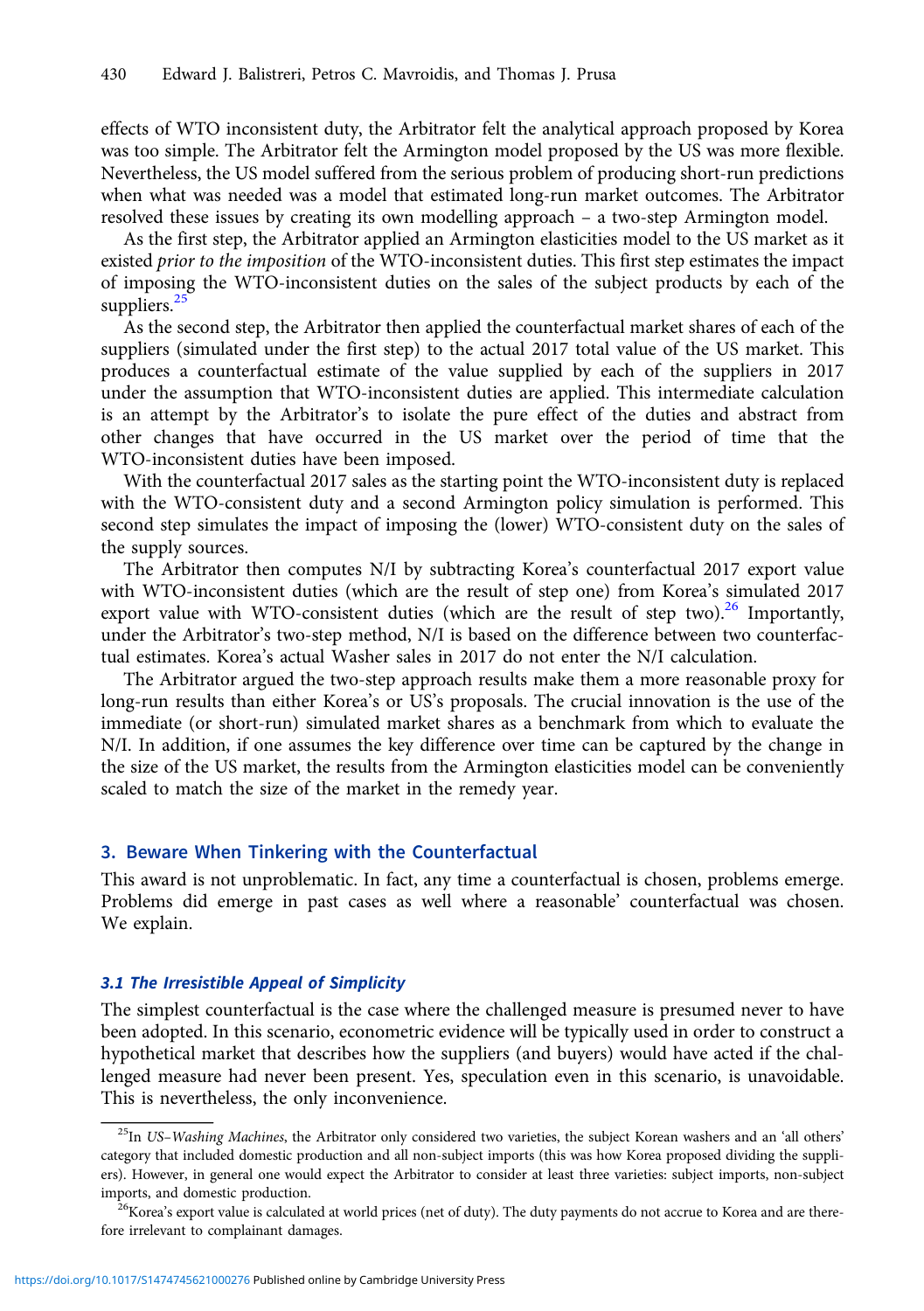effects of WTO inconsistent duty, the Arbitrator felt the analytical approach proposed by Korea was too simple. The Arbitrator felt the Armington model proposed by the US was more flexible. Nevertheless, the US model suffered from the serious problem of producing short-run predictions when what was needed was a model that estimated long-run market outcomes. The Arbitrator resolved these issues by creating its own modelling approach – a two-step Armington model.

As the first step, the Arbitrator applied an Armington elasticities model to the US market as it existed *prior to the imposition* of the WTO-inconsistent duties. This first step estimates the impact of imposing the WTO-inconsistent duties on the sales of the subject products by each of the suppliers.[25]

As the second step, the Arbitrator then applied the counterfactual market shares of each of the suppliers (simulated under the first step) to the actual 2017 total value of the US market. This produces a counterfactual estimate of the value supplied by each of the suppliers in 2017 under the assumption that WTO-inconsistent duties are applied. This intermediate calculation is an attempt by the Arbitrator's to isolate the pure effect of the duties and abstract from other changes that have occurred in the US market over the period of time that the WTO-inconsistent duties have been imposed.

With the counterfactual 2017 sales as the starting point the WTO-inconsistent duty is replaced with the WTO-consistent duty and a second Armington policy simulation is performed. This second step simulates the impact of imposing the (lower) WTO-consistent duty on the sales of the supply sources.

The Arbitrator then computes N/I by subtracting Korea's counterfactual 2017 export value with WTO-inconsistent duties (which are the result of step one) from Korea's simulated 2017 export value with WTO-consistent duties (which are the result of step two).[26] Importantly, under the Arbitrator's two-step method, N/I is based on the difference between two counterfactual estimates. Korea's actual Washer sales in 2017 do not enter the N/I calculation.

The Arbitrator argued the two-step approach results make them a more reasonable proxy for long-run results than either Korea's or US's proposals. The crucial innovation is the use of the immediate (or short-run) simulated market shares as a benchmark from which to evaluate the N/I. In addition, if one assumes the key difference over time can be captured by the change in the size of the US market, the results from the Armington elasticities model can be conveniently scaled to match the size of the market in the remedy year.

## 3. Beware When Tinkering with the Counterfactual

This award is not unproblematic. In fact, any time a counterfactual is chosen, problems emerge. Problems did emerge in past cases as well where a reasonable' counterfactual was chosen. We explain.

### *3.1 The Irresistible Appeal of Simplicity*

The simplest counterfactual is the case where the challenged measure is presumed never to have been adopted. In this scenario, econometric evidence will be typically used in order to construct a hypothetical market that describes how the suppliers (and buyers) would have acted if the challenged measure had never been present. Yes, speculation even in this scenario, is unavoidable. This is nevertheless, the only inconvenience.

---

[25] In *US–Washing Machines*, the Arbitrator only considered two varieties, the subject Korean washers and an 'all others' category that included domestic production and all non-subject imports (this was how Korea proposed dividing the suppliers). However, in general one would expect the Arbitrator to consider at least three varieties: subject imports, non-subject imports, and domestic production.

[26] Korea's export value is calculated at world prices (net of duty). The duty payments do not accrue to Korea and are therefore irrelevant to complainant damages.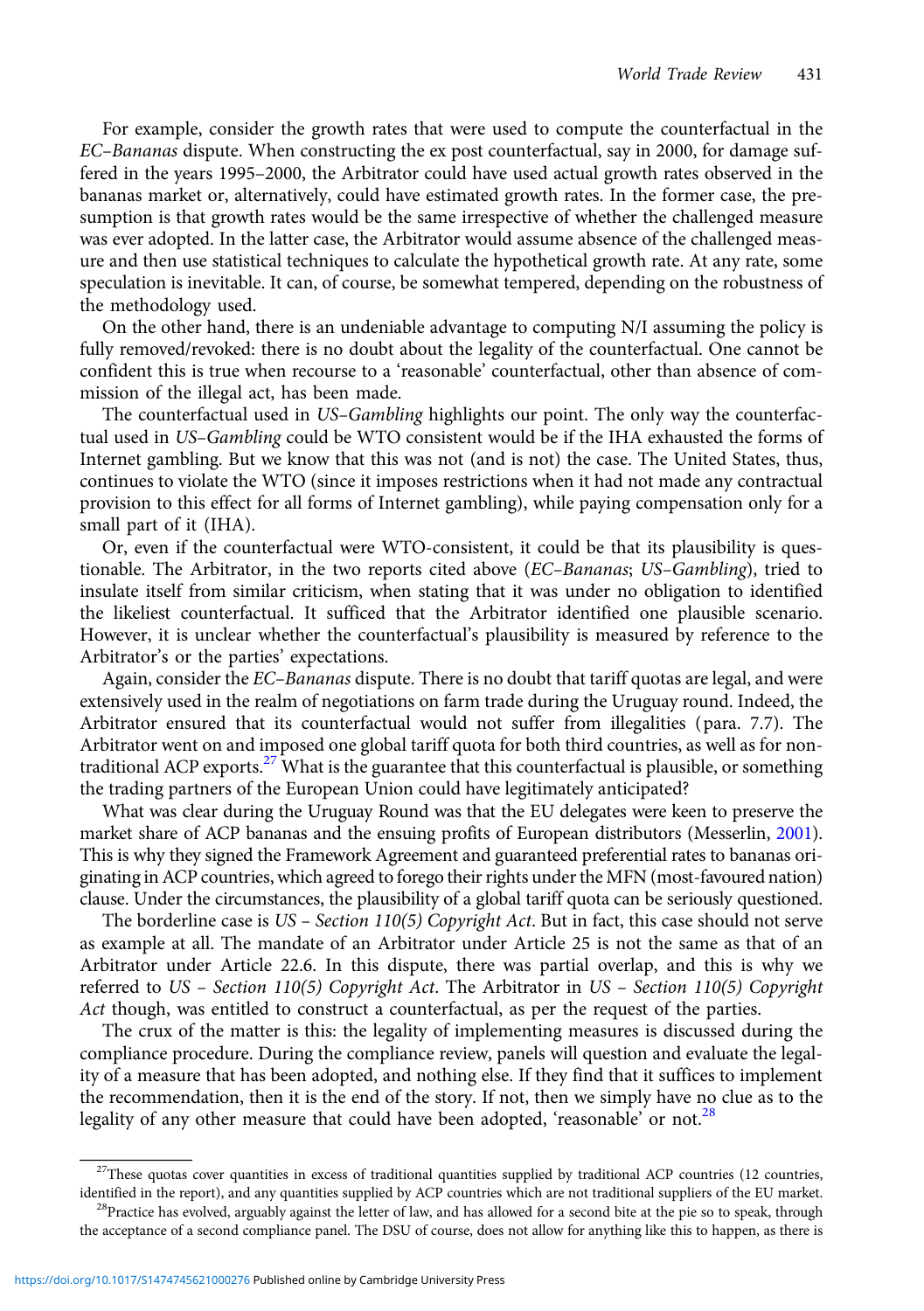For example, consider the growth rates that were used to compute the counterfactual in the *EC–Bananas* dispute. When constructing the ex post counterfactual, say in 2000, for damage suffered in the years 1995–2000, the Arbitrator could have used actual growth rates observed in the bananas market or, alternatively, could have estimated growth rates. In the former case, the presumption is that growth rates would be the same irrespective of whether the challenged measure was ever adopted. In the latter case, the Arbitrator would assume absence of the challenged measure and then use statistical techniques to calculate the hypothetical growth rate. At any rate, some speculation is inevitable. It can, of course, be somewhat tempered, depending on the robustness of the methodology used.

On the other hand, there is an undeniable advantage to computing N/I assuming the policy is fully removed/revoked: there is no doubt about the legality of the counterfactual. One cannot be confident this is true when recourse to a 'reasonable' counterfactual, other than absence of commission of the illegal act, has been made.

The counterfactual used in *US–Gambling* highlights our point. The only way the counterfactual used in *US–Gambling* could be WTO consistent would be if the IHA exhausted the forms of Internet gambling. But we know that this was not (and is not) the case. The United States, thus, continues to violate the WTO (since it imposes restrictions when it had not made any contractual provision to this effect for all forms of Internet gambling), while paying compensation only for a small part of it (IHA).

Or, even if the counterfactual were WTO-consistent, it could be that its plausibility is questionable. The Arbitrator, in the two reports cited above (*EC–Bananas*; *US–Gambling*), tried to insulate itself from similar criticism, when stating that it was under no obligation to identified the likeliest counterfactual. It sufficed that the Arbitrator identified one plausible scenario. However, it is unclear whether the counterfactual's plausibility is measured by reference to the Arbitrator's or the parties' expectations.

Again, consider the *EC–Bananas* dispute. There is no doubt that tariff quotas are legal, and were extensively used in the realm of negotiations on farm trade during the Uruguay round. Indeed, the Arbitrator ensured that its counterfactual would not suffer from illegalities (para. 7.7). The Arbitrator went on and imposed one global tariff quota for both third countries, as well as for non-traditional ACP exports.[27] What is the guarantee that this counterfactual is plausible, or something the trading partners of the European Union could have legitimately anticipated?

What was clear during the Uruguay Round was that the EU delegates were keen to preserve the market share of ACP bananas and the ensuing profits of European distributors (Messerlin, 2001). This is why they signed the Framework Agreement and guaranteed preferential rates to bananas originating in ACP countries, which agreed to forego their rights under the MFN (most-favoured nation) clause. Under the circumstances, the plausibility of a global tariff quota can be seriously questioned.

The borderline case is *US – Section 110(5) Copyright Act*. But in fact, this case should not serve as example at all. The mandate of an Arbitrator under Article 25 is not the same as that of an Arbitrator under Article 22.6. In this dispute, there was partial overlap, and this is why we referred to *US – Section 110(5) Copyright Act*. The Arbitrator in *US – Section 110(5) Copyright Act* though, was entitled to construct a counterfactual, as per the request of the parties.

The crux of the matter is this: the legality of implementing measures is discussed during the compliance procedure. During the compliance review, panels will question and evaluate the legality of a measure that has been adopted, and nothing else. If they find that it suffices to implement the recommendation, then it is the end of the story. If not, then we simply have no clue as to the legality of any other measure that could have been adopted, 'reasonable' or not.[28]

---

[27] These quotas cover quantities in excess of traditional quantities supplied by traditional ACP countries (12 countries, identified in the report), and any quantities supplied by ACP countries which are not traditional suppliers of the EU market.

[28] Practice has evolved, arguably against the letter of law, and has allowed for a second bite at the pie so to speak, through the acceptance of a second compliance panel. The DSU of course, does not allow for anything like this to happen, as there is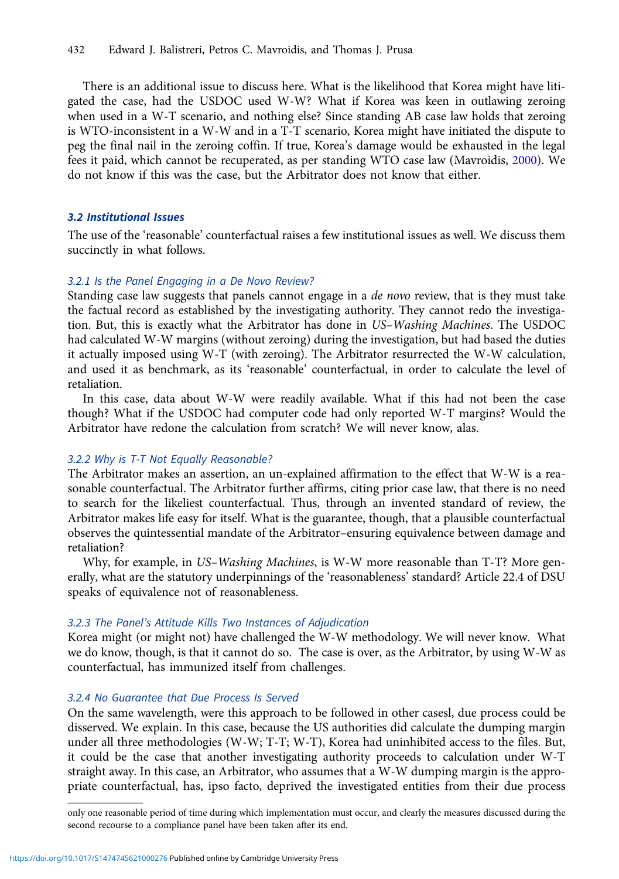There is an additional issue to discuss here. What is the likelihood that Korea might have litigated the case, had the USDOC used W-W? What if Korea was keen in outlawing zeroing when used in a W-T scenario, and nothing else? Since standing AB case law holds that zeroing is WTO-inconsistent in a W-W and in a T-T scenario, Korea might have initiated the dispute to peg the final nail in the zeroing coffin. If true, Korea's damage would be exhausted in the legal fees it paid, which cannot be recuperated, as per standing WTO case law (Mavroidis, 2000). We do not know if this was the case, but the Arbitrator does not know that either.

### 3.2 Institutional Issues

The use of the 'reasonable' counterfactual raises a few institutional issues as well. We discuss them succinctly in what follows.

#### 3.2.1 Is the Panel Engaging in a De Novo Review?

Standing case law suggests that panels cannot engage in a *de novo* review, that is they must take the factual record as established by the investigating authority. They cannot redo the investigation. But, this is exactly what the Arbitrator has done in *US–Washing Machines*. The USDOC had calculated W-W margins (without zeroing) during the investigation, but had based the duties it actually imposed using W-T (with zeroing). The Arbitrator resurrected the W-W calculation, and used it as benchmark, as its 'reasonable' counterfactual, in order to calculate the level of retaliation.

In this case, data about W-W were readily available. What if this had not been the case though? What if the USDOC had computer code had only reported W-T margins? Would the Arbitrator have redone the calculation from scratch? We will never know, alas.

#### 3.2.2 Why is T-T Not Equally Reasonable?

The Arbitrator makes an assertion, an un-explained affirmation to the effect that W-W is a reasonable counterfactual. The Arbitrator further affirms, citing prior case law, that there is no need to search for the likeliest counterfactual. Thus, through an invented standard of review, the Arbitrator makes life easy for itself. What is the guarantee, though, that a plausible counterfactual observes the quintessential mandate of the Arbitrator–ensuring equivalence between damage and retaliation?

Why, for example, in *US–Washing Machines*, is W-W more reasonable than T-T? More generally, what are the statutory underpinnings of the 'reasonableness' standard? Article 22.4 of DSU speaks of equivalence not of reasonableness.

#### 3.2.3 The Panel's Attitude Kills Two Instances of Adjudication

Korea might (or might not) have challenged the W-W methodology. We will never know. What we do know, though, is that it cannot do so. The case is over, as the Arbitrator, by using W-W as counterfactual, has immunized itself from challenges.

#### 3.2.4 No Guarantee that Due Process Is Served

On the same wavelength, were this approach to be followed in other casesl, due process could be disserved. We explain. In this case, because the US authorities did calculate the dumping margin under all three methodologies (W-W; T-T; W-T), Korea had uninhibited access to the files. But, it could be the case that another investigating authority proceeds to calculation under W-T straight away. In this case, an Arbitrator, who assumes that a W-W dumping margin is the appropriate counterfactual, has, ipso facto, deprived the investigated entities from their due process

---

only one reasonable period of time during which implementation must occur, and clearly the measures discussed during the second recourse to a compliance panel have been taken after its end.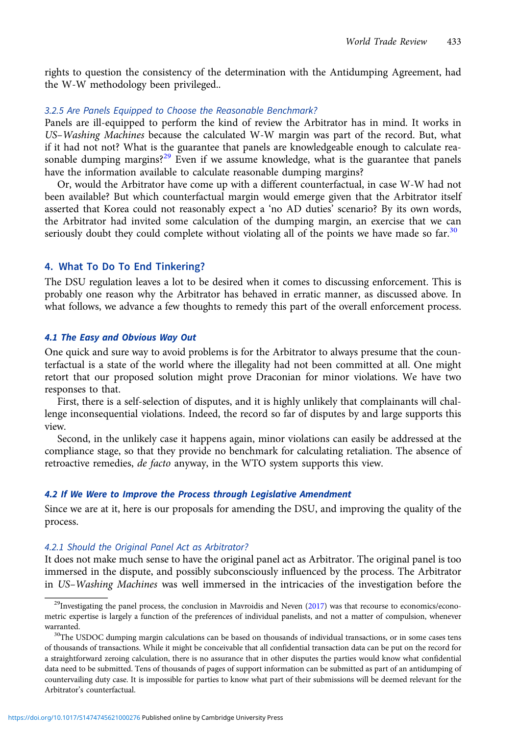rights to question the consistency of the determination with the Antidumping Agreement, had the W-W methodology been privileged..

#### 3.2.5 Are Panels Equipped to Choose the Reasonable Benchmark?

Panels are ill-equipped to perform the kind of review the Arbitrator has in mind. It works in *US–Washing Machines* because the calculated W-W margin was part of the record. But, what if it had not not? What is the guarantee that panels are knowledgeable enough to calculate reasonable dumping margins?[29] Even if we assume knowledge, what is the guarantee that panels have the information available to calculate reasonable dumping margins?

Or, would the Arbitrator have come up with a different counterfactual, in case W-W had not been available? But which counterfactual margin would emerge given that the Arbitrator itself asserted that Korea could not reasonably expect a 'no AD duties' scenario? By its own words, the Arbitrator had invited some calculation of the dumping margin, an exercise that we can seriously doubt they could complete without violating all of the points we have made so far.[30]

## 4. What To Do To End Tinkering?

The DSU regulation leaves a lot to be desired when it comes to discussing enforcement. This is probably one reason why the Arbitrator has behaved in erratic manner, as discussed above. In what follows, we advance a few thoughts to remedy this part of the overall enforcement process.

### 4.1 The Easy and Obvious Way Out

One quick and sure way to avoid problems is for the Arbitrator to always presume that the counterfactual is a state of the world where the illegality had not been committed at all. One might retort that our proposed solution might prove Draconian for minor violations. We have two responses to that.

First, there is a self-selection of disputes, and it is highly unlikely that complainants will challenge inconsequential violations. Indeed, the record so far of disputes by and large supports this view.

Second, in the unlikely case it happens again, minor violations can easily be addressed at the compliance stage, so that they provide no benchmark for calculating retaliation. The absence of retroactive remedies, *de facto* anyway, in the WTO system supports this view.

### 4.2 If We Were to Improve the Process through Legislative Amendment

Since we are at it, here is our proposals for amending the DSU, and improving the quality of the process.

#### 4.2.1 Should the Original Panel Act as Arbitrator?

It does not make much sense to have the original panel act as Arbitrator. The original panel is too immersed in the dispute, and possibly subconsciously influenced by the process. The Arbitrator in *US–Washing Machines* was well immersed in the intricacies of the investigation before the

---

[29] Investigating the panel process, the conclusion in Mavroidis and Neven (2017) was that recourse to economics/econometric expertise is largely a function of the preferences of individual panelists, and not a matter of compulsion, whenever warranted.

[30] The USDOC dumping margin calculations can be based on thousands of individual transactions, or in some cases tens of thousands of transactions. While it might be conceivable that all confidential transaction data can be put on the record for a straightforward zeroing calculation, there is no assurance that in other disputes the parties would know what confidential data need to be submitted. Tens of thousands of pages of support information can be submitted as part of an antidumping of countervailing duty case. It is impossible for parties to know what part of their submissions will be deemed relevant for the Arbitrator's counterfactual.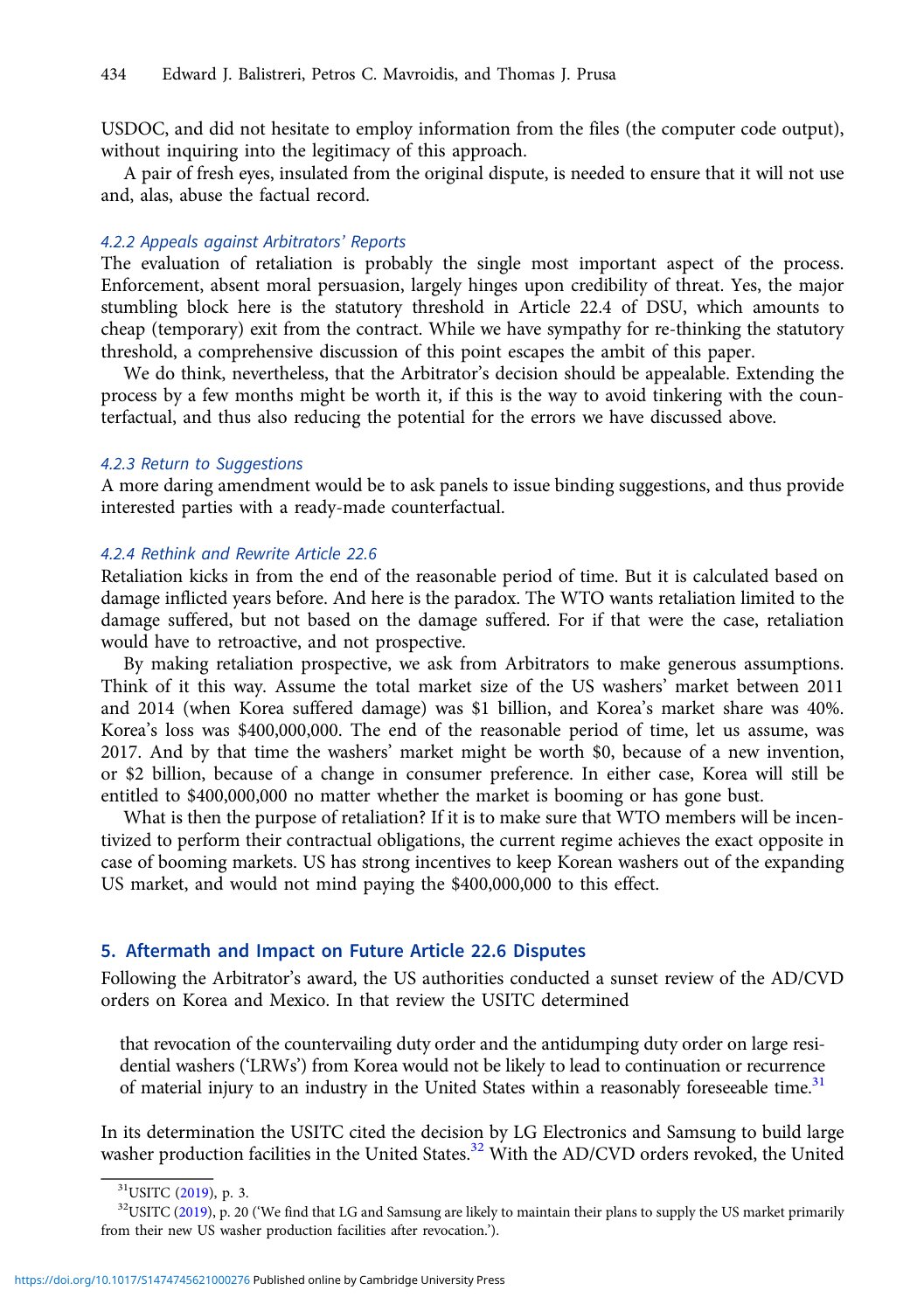USDOC, and did not hesitate to employ information from the files (the computer code output), without inquiring into the legitimacy of this approach.

A pair of fresh eyes, insulated from the original dispute, is needed to ensure that it will not use and, alas, abuse the factual record.

#### 4.2.2 Appeals against Arbitrators' Reports

The evaluation of retaliation is probably the single most important aspect of the process. Enforcement, absent moral persuasion, largely hinges upon credibility of threat. Yes, the major stumbling block here is the statutory threshold in Article 22.4 of DSU, which amounts to cheap (temporary) exit from the contract. While we have sympathy for re-thinking the statutory threshold, a comprehensive discussion of this point escapes the ambit of this paper.

We do think, nevertheless, that the Arbitrator's decision should be appealable. Extending the process by a few months might be worth it, if this is the way to avoid tinkering with the counterfactual, and thus also reducing the potential for the errors we have discussed above.

#### 4.2.3 Return to Suggestions

A more daring amendment would be to ask panels to issue binding suggestions, and thus provide interested parties with a ready-made counterfactual.

#### 4.2.4 Rethink and Rewrite Article 22.6

Retaliation kicks in from the end of the reasonable period of time. But it is calculated based on damage inflicted years before. And here is the paradox. The WTO wants retaliation limited to the damage suffered, but not based on the damage suffered. For if that were the case, retaliation would have to retroactive, and not prospective.

By making retaliation prospective, we ask from Arbitrators to make generous assumptions. Think of it this way. Assume the total market size of the US washers' market between 2011 and 2014 (when Korea suffered damage) was \$1 billion, and Korea's market share was 40%. Korea's loss was \$400,000,000. The end of the reasonable period of time, let us assume, was 2017. And by that time the washers' market might be worth \$0, because of a new invention, or \$2 billion, because of a change in consumer preference. In either case, Korea will still be entitled to \$400,000,000 no matter whether the market is booming or has gone bust.

What is then the purpose of retaliation? If it is to make sure that WTO members will be incentivized to perform their contractual obligations, the current regime achieves the exact opposite in case of booming markets. US has strong incentives to keep Korean washers out of the expanding US market, and would not mind paying the \$400,000,000 to this effect.

## 5. Aftermath and Impact on Future Article 22.6 Disputes

Following the Arbitrator's award, the US authorities conducted a sunset review of the AD/CVD orders on Korea and Mexico. In that review the USITC determined

> that revocation of the countervailing duty order and the antidumping duty order on large residential washers ('LRWs') from Korea would not be likely to lead to continuation or recurrence of material injury to an industry in the United States within a reasonably foreseeable time.[31]

In its determination the USITC cited the decision by LG Electronics and Samsung to build large washer production facilities in the United States.[32] With the AD/CVD orders revoked, the United

[31] USITC (2019), p. 3.

[32] USITC (2019), p. 20 ('We find that LG and Samsung are likely to maintain their plans to supply the US market primarily from their new US washer production facilities after revocation.').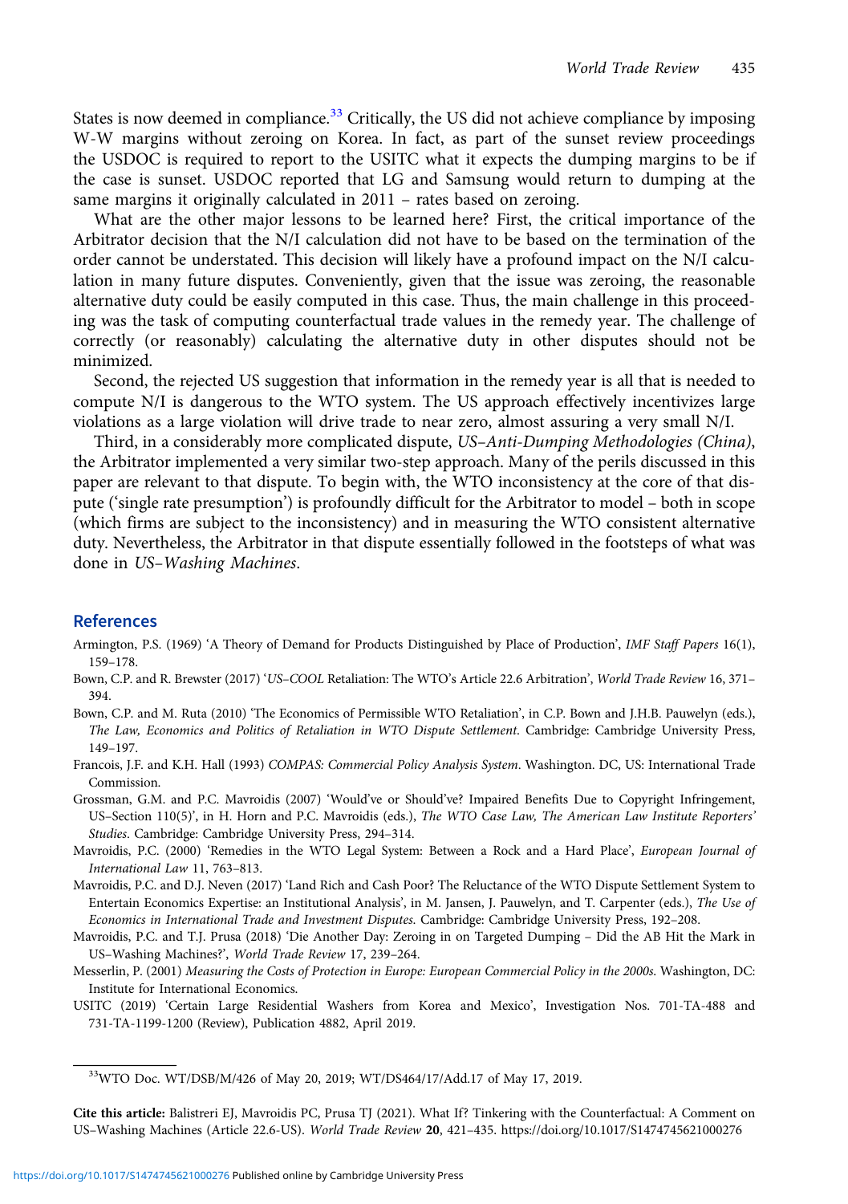States is now deemed in compliance.[33] Critically, the US did not achieve compliance by imposing W-W margins without zeroing on Korea. In fact, as part of the sunset review proceedings the USDOC is required to report to the USITC what it expects the dumping margins to be if the case is sunset. USDOC reported that LG and Samsung would return to dumping at the same margins it originally calculated in 2011 – rates based on zeroing.

What are the other major lessons to be learned here? First, the critical importance of the Arbitrator decision that the N/I calculation did not have to be based on the termination of the order cannot be understated. This decision will likely have a profound impact on the N/I calculation in many future disputes. Conveniently, given that the issue was zeroing, the reasonable alternative duty could be easily computed in this case. Thus, the main challenge in this proceeding was the task of computing counterfactual trade values in the remedy year. The challenge of correctly (or reasonably) calculating the alternative duty in other disputes should not be minimized.

Second, the rejected US suggestion that information in the remedy year is all that is needed to compute N/I is dangerous to the WTO system. The US approach effectively incentivizes large violations as a large violation will drive trade to near zero, almost assuring a very small N/I.

Third, in a considerably more complicated dispute, *US–Anti-Dumping Methodologies (China)*, the Arbitrator implemented a very similar two-step approach. Many of the perils discussed in this paper are relevant to that dispute. To begin with, the WTO inconsistency at the core of that dispute ('single rate presumption') is profoundly difficult for the Arbitrator to model – both in scope (which firms are subject to the inconsistency) and in measuring the WTO consistent alternative duty. Nevertheless, the Arbitrator in that dispute essentially followed in the footsteps of what was done in *US–Washing Machines*.

## References

Armington, P.S. (1969) 'A Theory of Demand for Products Distinguished by Place of Production', *IMF Staff Papers* 16(1), 159–178.

Bown, C.P. and R. Brewster (2017) '*US–COOL* Retaliation: The WTO's Article 22.6 Arbitration', *World Trade Review* 16, 371–394.

Bown, C.P. and M. Ruta (2010) 'The Economics of Permissible WTO Retaliation', in C.P. Bown and J.H.B. Pauwelyn (eds.), *The Law, Economics and Politics of Retaliation in WTO Dispute Settlement*. Cambridge: Cambridge University Press, 149–197.

Francois, J.F. and K.H. Hall (1993) *COMPAS: Commercial Policy Analysis System*. Washington. DC, US: International Trade Commission.

Grossman, G.M. and P.C. Mavroidis (2007) 'Would've or Should've? Impaired Benefits Due to Copyright Infringement, US–Section 110(5)', in H. Horn and P.C. Mavroidis (eds.), *The WTO Case Law, The American Law Institute Reporters' Studies*. Cambridge: Cambridge University Press, 294–314.

Mavroidis, P.C. (2000) 'Remedies in the WTO Legal System: Between a Rock and a Hard Place', *European Journal of International Law* 11, 763–813.

Mavroidis, P.C. and D.J. Neven (2017) 'Land Rich and Cash Poor? The Reluctance of the WTO Dispute Settlement System to Entertain Economics Expertise: an Institutional Analysis', in M. Jansen, J. Pauwelyn, and T. Carpenter (eds.), *The Use of Economics in International Trade and Investment Disputes*. Cambridge: Cambridge University Press, 192–208.

Mavroidis, P.C. and T.J. Prusa (2018) 'Die Another Day: Zeroing in on Targeted Dumping – Did the AB Hit the Mark in US–Washing Machines?', *World Trade Review* 17, 239–264.

Messerlin, P. (2001) *Measuring the Costs of Protection in Europe: European Commercial Policy in the 2000s*. Washington, DC: Institute for International Economics.

USITC (2019) 'Certain Large Residential Washers from Korea and Mexico', Investigation Nos. 701-TA-488 and 731-TA-1199-1200 (Review), Publication 4882, April 2019.

[33] WTO Doc. WT/DSB/M/426 of May 20, 2019; WT/DS464/17/Add.17 of May 17, 2019.

**Cite this article:** Balistreri EJ, Mavroidis PC, Prusa TJ (2021). What If? Tinkering with the Counterfactual: A Comment on US–Washing Machines (Article 22.6-US). *World Trade Review* **20**, 421–435. https://doi.org/10.1017/S1474745621000276